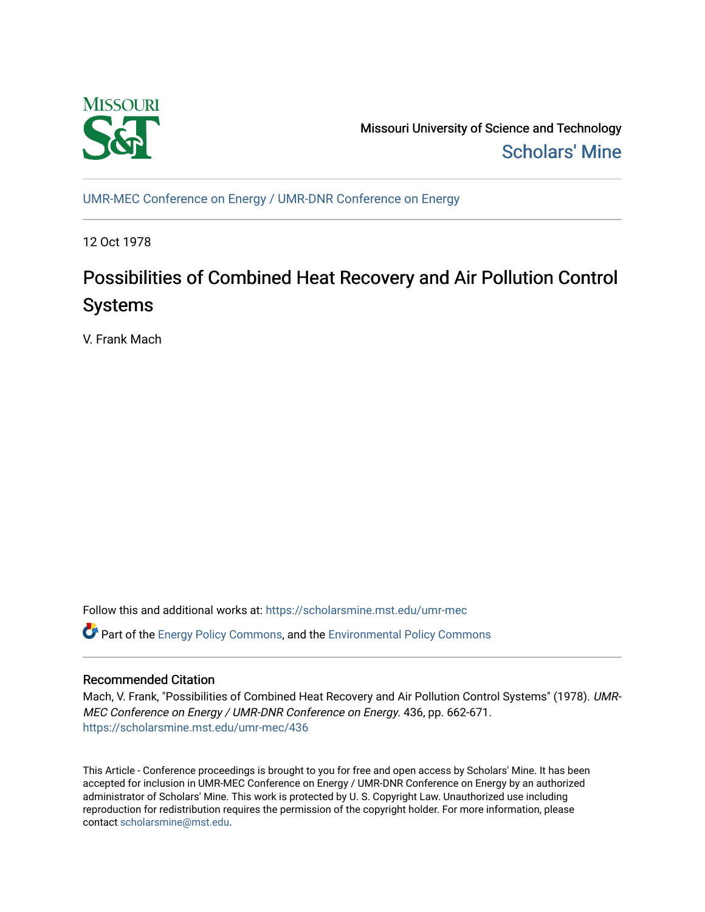Missouri University of Science and Technology
Scholars' Mine

UMR-MEC Conference on Energy / UMR-DNR Conference on Energy

12 Oct 1978

# Possibilities of Combined Heat Recovery and Air Pollution Control Systems

V. Frank Mach

Follow this and additional works at: https://scholarsmine.mst.edu/umr-mec

Part of the Energy Policy Commons, and the Environmental Policy Commons

## Recommended Citation

Mach, V. Frank, "Possibilities of Combined Heat Recovery and Air Pollution Control Systems" (1978). *UMR-MEC Conference on Energy / UMR-DNR Conference on Energy*. 436, pp. 662-671.
https://scholarsmine.mst.edu/umr-mec/436

This Article - Conference proceedings is brought to you for free and open access by Scholars' Mine. It has been accepted for inclusion in UMR-MEC Conference on Energy / UMR-DNR Conference on Energy by an authorized administrator of Scholars' Mine. This work is protected by U. S. Copyright Law. Unauthorized use including reproduction for redistribution requires the permission of the copyright holder. For more information, please contact scholarsmine@mst.edu.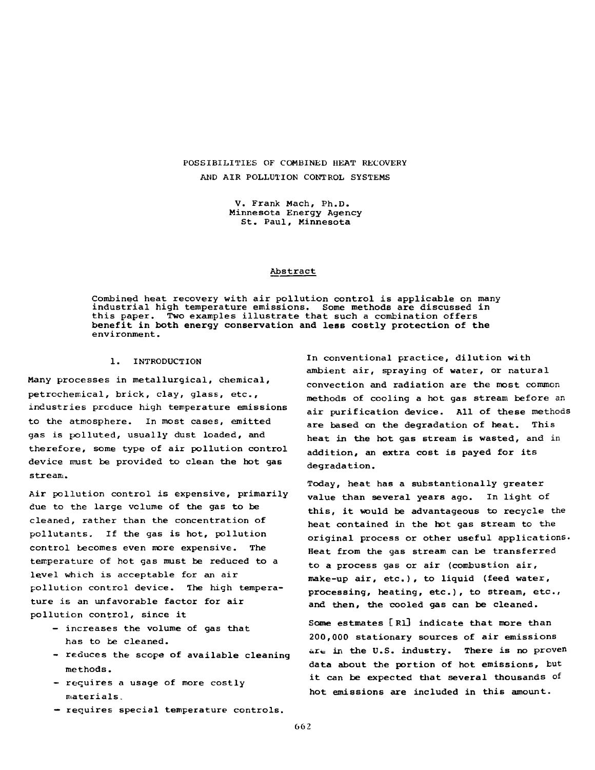# POSSIBILITIES OF COMBINED HEAT RECOVERY AND AIR POLLUTION CONTROL SYSTEMS

V. Frank Mach, Ph.D.
Minnesota Energy Agency
St. Paul, Minnesota

## Abstract

Combined heat recovery with air pollution control is applicable on many industrial high temperature emissions. Some methods are discussed in this paper. Two examples illustrate that such a combination offers benefit in both energy conservation and less costly protection of the environment.

## 1. INTRODUCTION

Many processes in metallurgical, chemical, petrochemical, brick, clay, glass, etc., industries produce high temperature emissions to the atmosphere. In most cases, emitted gas is polluted, usually dust loaded, and therefore, some type of air pollution control device must be provided to clean the hot gas stream.

Air pollution control is expensive, primarily due to the large volume of the gas to be cleaned, rather than the concentration of pollutants. If the gas is hot, pollution control becomes even more expensive. The temperature of hot gas must be reduced to a level which is acceptable for an air pollution control device. The high temperature is an unfavorable factor for air pollution control, since it

- increases the volume of gas that has to be cleaned.
- reduces the scope of available cleaning methods.
- requires a usage of more costly materials.
- requires special temperature controls.

In conventional practice, dilution with ambient air, spraying of water, or natural convection and radiation are the most common methods of cooling a hot gas stream before an air purification device. All of these methods are based on the degradation of heat. This heat in the hot gas stream is wasted, and in addition, an extra cost is payed for its degradation.

Today, heat has a substantionally greater value than several years ago. In light of this, it would be advantageous to recycle the heat contained in the hot gas stream to the original process or other useful applications. Heat from the gas stream can be transferred to a process gas or air (combustion air, make-up air, etc.), to liquid (feed water, processing, heating, etc.), to stream, etc., and then, the cooled gas can be cleaned.

Some estmates [R1] indicate that more than 200,000 stationary sources of air emissions are in the U.S. industry. There is no proven data about the portion of hot emissions, but it can be expected that several thousands of hot emissions are included in this amount.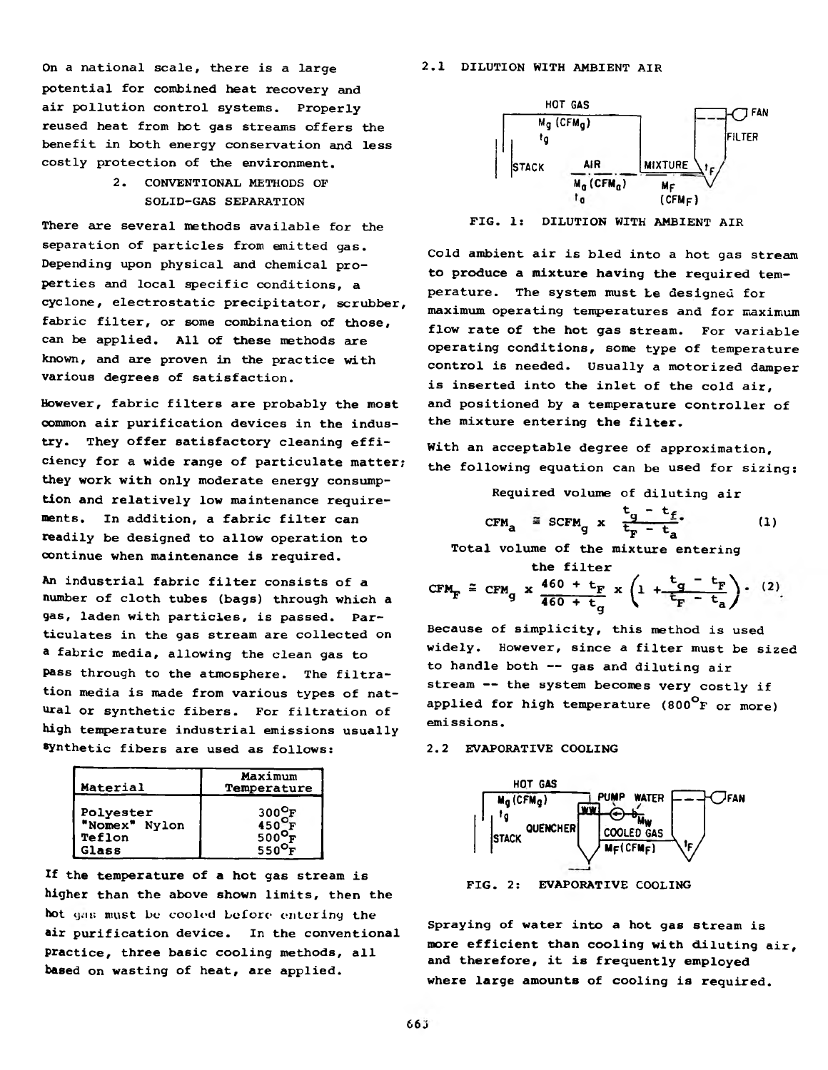On a national scale, there is a large potential for combined heat recovery and air pollution control systems. Properly reused heat from hot gas streams offers the benefit in both energy conservation and less costly protection of the environment.

## 2. CONVENTIONAL METHODS OF SOLID-GAS SEPARATION

There are several methods available for the separation of particles from emitted gas. Depending upon physical and chemical properties and local specific conditions, a cyclone, electrostatic precipitator, scrubber, fabric filter, or some combination of those, can be applied. All of these methods are known, and are proven in the practice with various degrees of satisfaction.

However, fabric filters are probably the most common air purification devices in the industry. They offer satisfactory cleaning efficiency for a wide range of particulate matter; they work with only moderate energy consumption and relatively low maintenance requirements. In addition, a fabric filter can readily be designed to allow operation to continue when maintenance is required.

An industrial fabric filter consists of a number of cloth tubes (bags) through which a gas, laden with particles, is passed. Particulates in the gas stream are collected on a fabric media, allowing the clean gas to pass through to the atmosphere. The filtration media is made from various types of natural or synthetic fibers. For filtration of high temperature industrial emissions usually synthetic fibers are used as follows:

| Material | Maximum Temperature |
|---|---|
| Polyester | 300°F |
| "Nomex" Nylon | 450°F |
| Teflon | 500°F |
| Glass | 550°F |

If the temperature of a hot gas stream is higher than the above shown limits, then the hot gas must be cooled before entering the air purification device. In the conventional practice, three basic cooling methods, all based on wasting of heat, are applied.

### 2.1 DILUTION WITH AMBIENT AIR

FIG. 1: DILUTION WITH AMBIENT AIR

Cold ambient air is bled into a hot gas stream to produce a mixture having the required temperature. The system must be designed for maximum operating temperatures and for maximum flow rate of the hot gas stream. For variable operating conditions, some type of temperature control is needed. Usually a motorized damper is inserted into the inlet of the cold air, and positioned by a temperature controller of the mixture entering the filter.

With an acceptable degree of approximation, the following equation can be used for sizing:

Required volume of diluting air

$$CFM_a \cong SCFM_g \times \frac{t_g - t_F}{t_F - t_a} \quad (1)$$

Total volume of the mixture entering the filter

$$CFM_F \cong CFM_g \times \frac{460 + t_F}{460 + t_g} \times \left(1 + \frac{t_g - t_F}{t_F - t_a}\right) \quad (2)$$

Because of simplicity, this method is used widely. However, since a filter must be sized to handle both -- gas and diluting air stream -- the system becomes very costly if applied for high temperature (800°F or more) emissions.

### 2.2 EVAPORATIVE COOLING

FIG. 2: EVAPORATIVE COOLING

Spraying of water into a hot gas stream is more efficient than cooling with diluting air, and therefore, it is frequently employed where large amounts of cooling is required.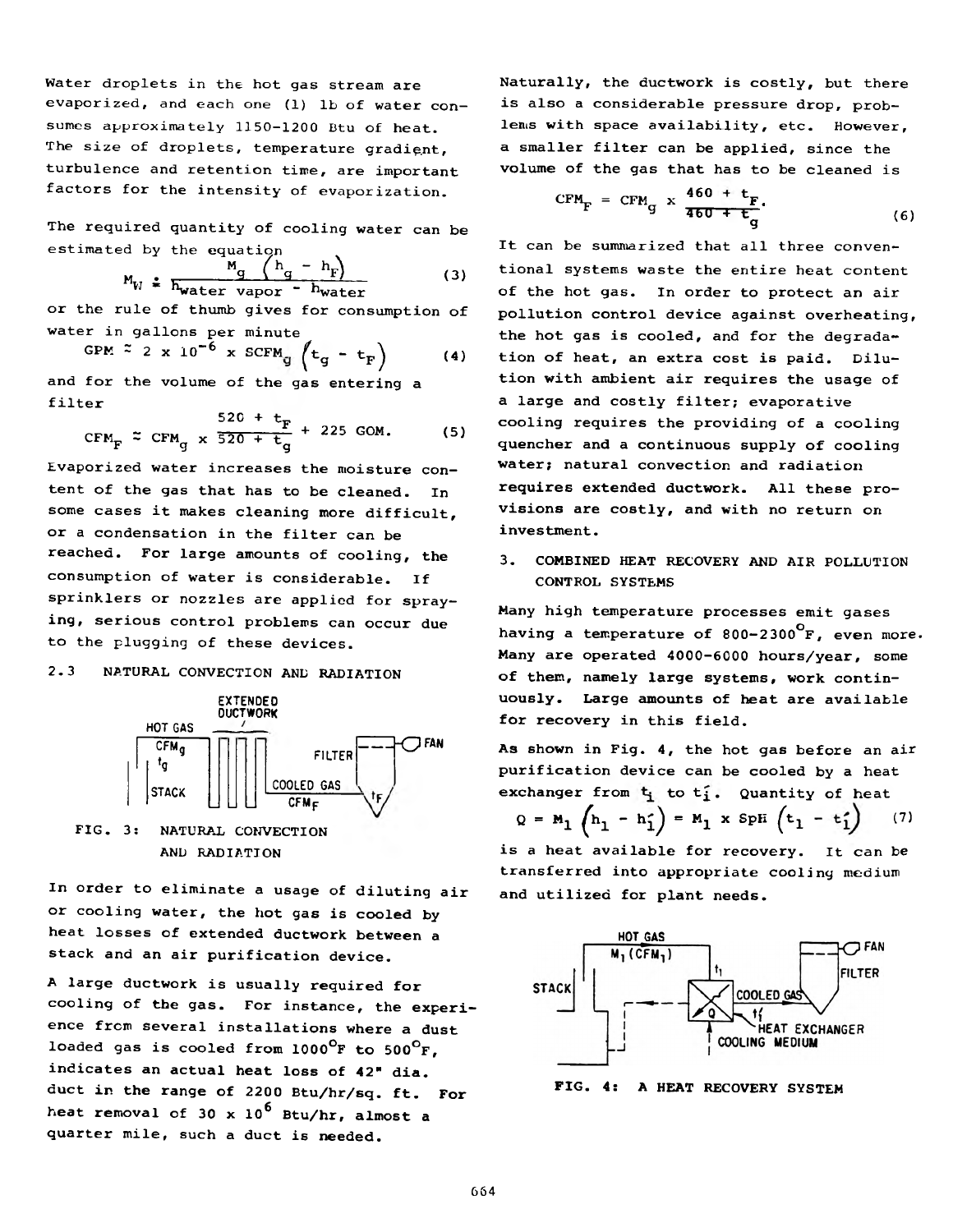Water droplets in the hot gas stream are evaporized, and each one (1) lb of water consumes approximately 1150-1200 Btu of heat. The size of droplets, temperature gradient, turbulence and retention time, are important factors for the intensity of evaporization.

The required quantity of cooling water can be estimated by the equation

$$M_W \doteq \frac{M_g \left(h_g - h_F\right)}{h_{water\ vapor} - h_{water}} \tag{3}$$

or the rule of thumb gives for consumption of water in gallons per minute

$$GPM \simeq 2 \times 10^{-6} \times SCFM_g \left(t_g - t_F\right) \tag{4}$$

and for the volume of the gas entering a filter

$$CFM_F \simeq CFM_g \times \frac{520 + t_F}{520 + t_g} + 225\ GOM. \tag{5}$$

Evaporized water increases the moisture content of the gas that has to be cleaned. In some cases it makes cleaning more difficult, or a condensation in the filter can be reached. For large amounts of cooling, the consumption of water is considerable. If sprinklers or nozzles are applied for spraying, serious control problems can occur due to the plugging of these devices.

### 2.3 NATURAL CONVECTION AND RADIATION

FIG. 3: NATURAL CONVECTION AND RADIATION

In order to eliminate a usage of diluting air or cooling water, the hot gas is cooled by heat losses of extended ductwork between a stack and an air purification device.

A large ductwork is usually required for cooling of the gas. For instance, the experience from several installations where a dust loaded gas is cooled from 1000°F to 500°F, indicates an actual heat loss of 42" dia. duct in the range of 2200 Btu/hr/sq. ft. For heat removal of $30 \times 10^6$ Btu/hr, almost a quarter mile, such a duct is needed.

Naturally, the ductwork is costly, but there is also a considerable pressure drop, problems with space availability, etc. However, a smaller filter can be applied, since the volume of the gas that has to be cleaned is

$$CFM_F = CFM_g \times \frac{460 + t_F}{460 + t_g}. \tag{6}$$

It can be summarized that all three conventional systems waste the entire heat content of the hot gas. In order to protect an air pollution control device against overheating, the hot gas is cooled, and for the degradation of heat, an extra cost is paid. Dilution with ambient air requires the usage of a large and costly filter; evaporative cooling requires the providing of a cooling quencher and a continuous supply of cooling water; natural convection and radiation requires extended ductwork. All these provisions are costly, and with no return on investment.

## 3. COMBINED HEAT RECOVERY AND AIR POLLUTION CONTROL SYSTEMS

Many high temperature processes emit gases having a temperature of 800-2300°F, even more. Many are operated 4000-6000 hours/year, some of them, namely large systems, work continuously. Large amounts of heat are available for recovery in this field.

As shown in Fig. 4, the hot gas before an air purification device can be cooled by a heat exchanger from $t_1$ to $t_1'$. Quantity of heat

$$Q = M_1 \left(h_1 - h_1'\right) = M_1 \times SpH \left(t_1 - t_1'\right) \tag{7}$$

is a heat available for recovery. It can be transferred into appropriate cooling medium and utilized for plant needs.

FIG. 4: A HEAT RECOVERY SYSTEM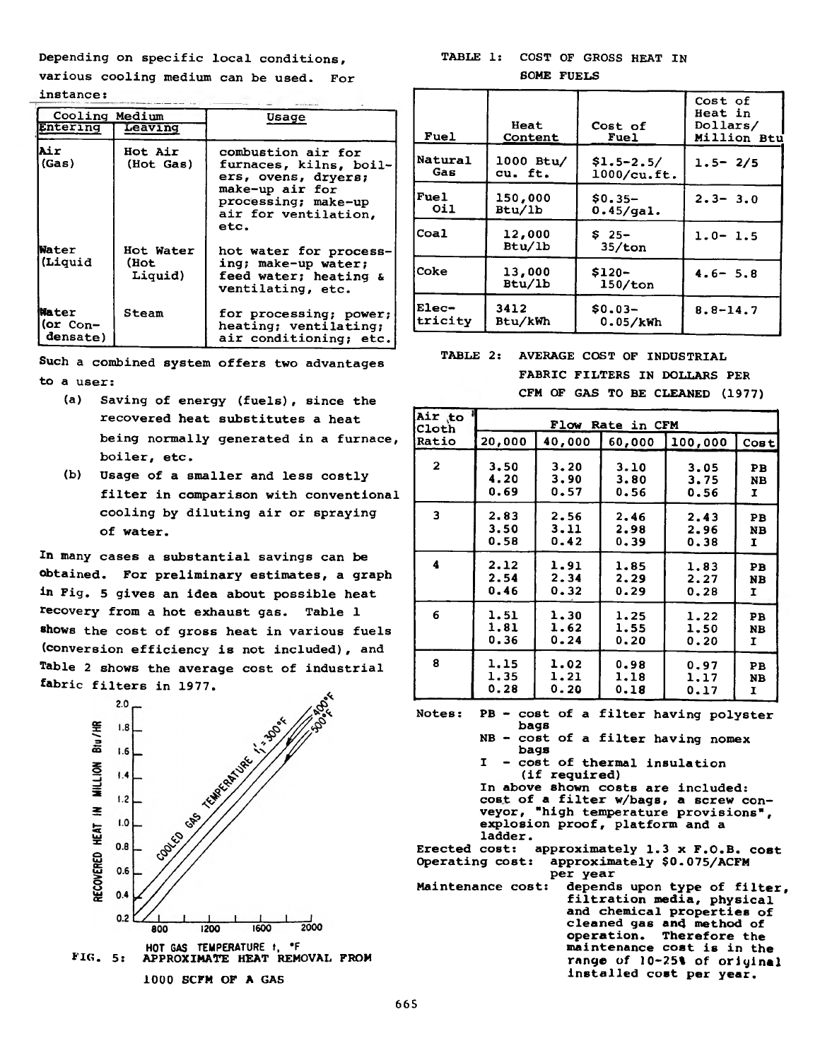Depending on specific local conditions, various cooling medium can be used. For instance:

| Cooling Medium | | Usage |
|---|---|---|
| Entering | Leaving | |
| Air (Gas) | Hot Air (Hot Gas) | combustion air for furnaces, kilns, boilers, ovens, dryers; make-up air for processing; make-up air for ventilation, etc. |
| Water (Liquid | Hot Water (Hot Liquid) | hot water for processing; make-up water; feed water; heating & ventilating, etc. |
| Water (or Condensate) | Steam | for processing; power; heating; ventilating; air conditioning; etc. |

Such a combined system offers two advantages to a user:

(a) Saving of energy (fuels), since the recovered heat substitutes a heat being normally generated in a furnace, boiler, etc.

(b) Usage of a smaller and less costly filter in comparison with conventional cooling by diluting air or spraying of water.

In many cases a substantial savings can be obtained. For preliminary estimates, a graph in Fig. 5 gives an idea about possible heat recovery from a hot exhaust gas. Table 1 shows the cost of gross heat in various fuels (conversion efficiency is not included), and Table 2 shows the average cost of industrial fabric filters in 1977.

FIG. 5: APPROXIMATE HEAT REMOVAL FROM 1000 SCFM OF A GAS

TABLE 1: COST OF GROSS HEAT IN SOME FUELS

| Fuel | Heat Content | Cost of Fuel | Cost of Heat in Dollars/ Million Btu |
|---|---|---|---|
| Natural Gas | 1000 Btu/ cu. ft. | $1.5-2.5/ 1000/cu.ft. | 1.5- 2/5 |
| Fuel Oil | 150,000 Btu/lb | $0.35- 0.45/gal. | 2.3- 3.0 |
| Coal | 12,000 Btu/lb | $ 25- 35/ton | 1.0- 1.5 |
| Coke | 13,000 Btu/lb | $120- 150/ton | 4.6- 5.8 |
| Electricity | 3412 Btu/kWh | $0.03- 0.05/kWh | 8.8-14.7 |

TABLE 2: AVERAGE COST OF INDUSTRIAL FABRIC FILTERS IN DOLLARS PER CFM OF GAS TO BE CLEANED (1977)

| Air to Cloth Ratio | Flow Rate in CFM | | | | |
|---|---|---|---|---|---|
| | 20,000 | 40,000 | 60,000 | 100,000 | Cost |
| 2 | 3.50 | 3.20 | 3.10 | 3.05 | PB |
| | 4.20 | 3.90 | 3.80 | 3.75 | NB |
| | 0.69 | 0.57 | 0.56 | 0.56 | I |
| 3 | 2.83 | 2.56 | 2.46 | 2.43 | PB |
| | 3.50 | 3.11 | 2.98 | 2.96 | NB |
| | 0.58 | 0.42 | 0.39 | 0.38 | I |
| 4 | 2.12 | 1.91 | 1.85 | 1.83 | PB |
| | 2.54 | 2.34 | 2.29 | 2.27 | NB |
| | 0.46 | 0.32 | 0.29 | 0.28 | I |
| 6 | 1.51 | 1.30 | 1.25 | 1.22 | PB |
| | 1.81 | 1.62 | 1.55 | 1.50 | NB |
| | 0.36 | 0.24 | 0.20 | 0.20 | I |
| 8 | 1.15 | 1.02 | 0.98 | 0.97 | PB |
| | 1.35 | 1.21 | 1.18 | 1.17 | NB |
| | 0.28 | 0.20 | 0.18 | 0.17 | I |

Notes: PB - cost of a filter having polyster bags
NB - cost of a filter having nomex bags
I - cost of thermal insulation (if required)
In above shown costs are included: cost of a filter w/bags, a screw conveyor, "high temperature provisions", explosion proof, platform and a ladder.

Erected cost: approximately 1.3 x F.O.B. cost

Operating cost: approximately $0.075/ACFM per year

Maintenance cost: depends upon type of filter, filtration media, physical and chemical properties of cleaned gas and method of operation. Therefore the maintenance cost is in the range of 10-25% of original installed cost per year.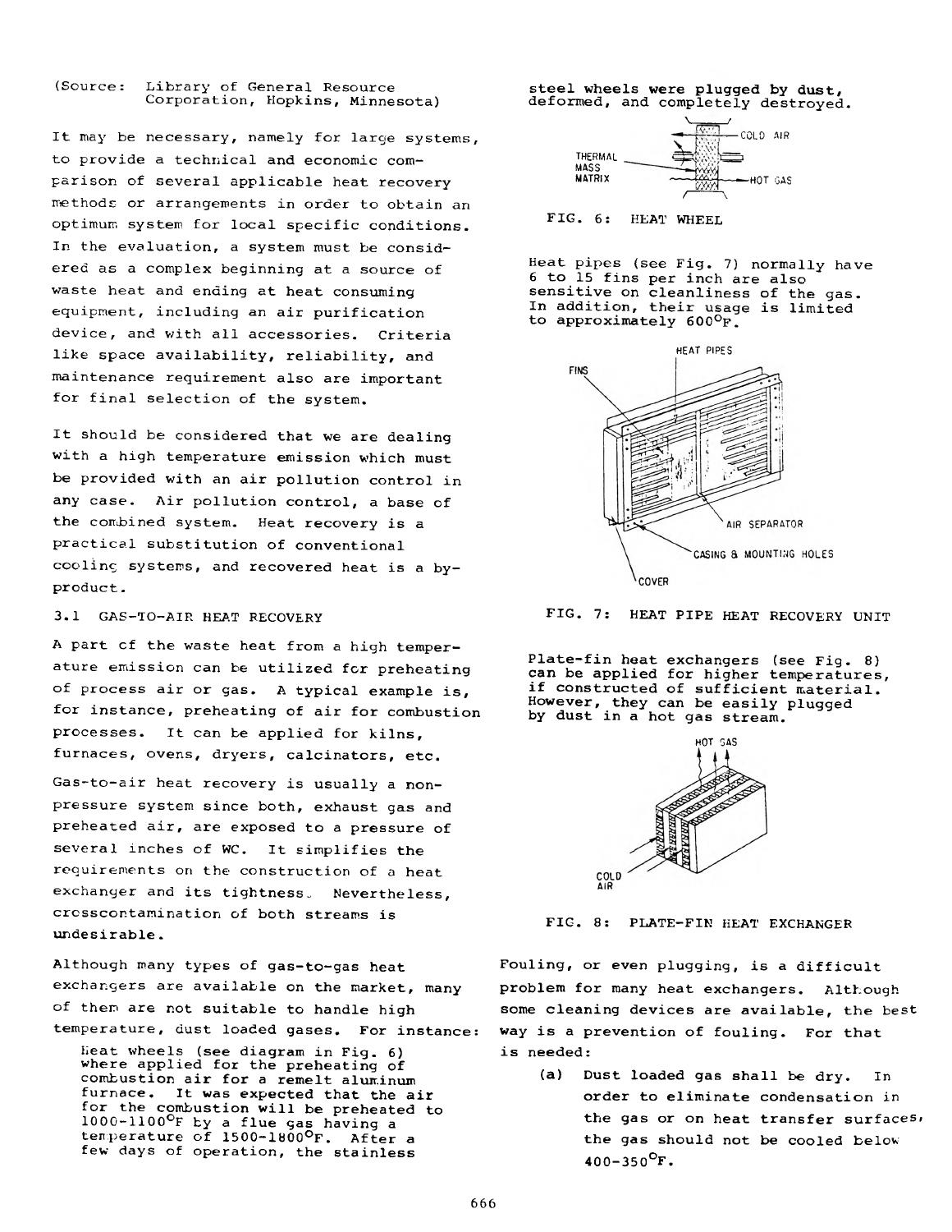(Source: Library of General Resource Corporation, Hopkins, Minnesota)

It may be necessary, namely for large systems, to provide a technical and economic comparison of several applicable heat recovery methods or arrangements in order to obtain an optimum system for local specific conditions. In the evaluation, a system must be considered as a complex beginning at a source of waste heat and ending at heat consuming equipment, including an air purification device, and with all accessories. Criteria like space availability, reliability, and maintenance requirement also are important for final selection of the system.

It should be considered that we are dealing with a high temperature emission which must be provided with an air pollution control in any case. Air pollution control, a base of the combined system. Heat recovery is a practical substitution of conventional cooling systems, and recovered heat is a by-product.

### 3.1 GAS-TO-AIR HEAT RECOVERY

A part of the waste heat from a high temperature emission can be utilized for preheating of process air or gas. A typical example is, for instance, preheating of air for combustion processes. It can be applied for kilns, furnaces, ovens, dryers, calcinators, etc.

Gas-to-air heat recovery is usually a non-pressure system since both, exhaust gas and preheated air, are exposed to a pressure of several inches of WC. It simplifies the requirements on the construction of a heat exchanger and its tightness. Nevertheless, crosscontamination of both streams is undesirable.

Although many types of gas-to-gas heat exchangers are available on the market, many of them are not suitable to handle high temperature, dust loaded gases. For instance:

Heat wheels (see diagram in Fig. 6) where applied for the preheating of combustion air for a remelt aluminum furnace. It was expected that the air for the combustion will be preheated to 1000-1100°F by a flue gas having a temperature of 1500-1800°F. After a few days of operation, the stainless steel wheels were plugged by dust, deformed, and completely destroyed.

FIG. 6: HEAT WHEEL

Heat pipes (see Fig. 7) normally have 6 to 15 fins per inch are also sensitive on cleanliness of the gas. In addition, their usage is limited to approximately 600°F.

FIG. 7: HEAT PIPE HEAT RECOVERY UNIT

Plate-fin heat exchangers (see Fig. 8) can be applied for higher temperatures, if constructed of sufficient material. However, they can be easily plugged by dust in a hot gas stream.

FIG. 8: PLATE-FIN HEAT EXCHANGER

Fouling, or even plugging, is a difficult problem for many heat exchangers. Although some cleaning devices are available, the best way is a prevention of fouling. For that is needed:

(a) Dust loaded gas shall be dry. In order to eliminate condensation in the gas or on heat transfer surfaces, the gas should not be cooled below 400-350°F.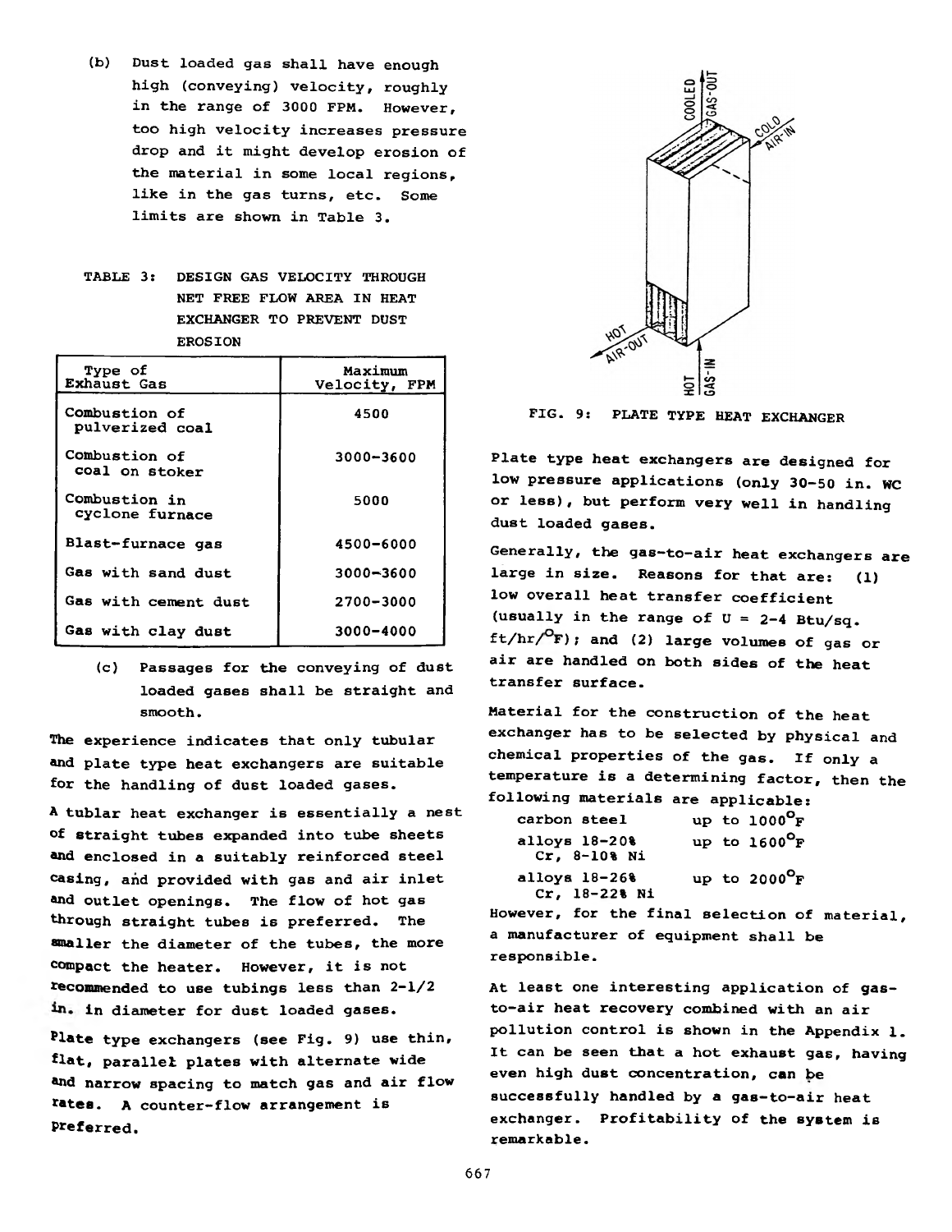(b) Dust loaded gas shall have enough high (conveying) velocity, roughly in the range of 3000 FPM. However, too high velocity increases pressure drop and it might develop erosion of the material in some local regions, like in the gas turns, etc. Some limits are shown in Table 3.

TABLE 3: DESIGN GAS VELOCITY THROUGH NET FREE FLOW AREA IN HEAT EXCHANGER TO PREVENT DUST EROSION

| Type of Exhaust Gas | Maximum Velocity, FPM |
|---|---|
| Combustion of pulverized coal | 4500 |
| Combustion of coal on stoker | 3000-3600 |
| Combustion in cyclone furnace | 5000 |
| Blast-furnace gas | 4500-6000 |
| Gas with sand dust | 3000-3600 |
| Gas with cement dust | 2700-3000 |
| Gas with clay dust | 3000-4000 |

(c) Passages for the conveying of dust loaded gases shall be straight and smooth.

The experience indicates that only tubular and plate type heat exchangers are suitable for the handling of dust loaded gases.

A tublar heat exchanger is essentially a nest of straight tubes expanded into tube sheets and enclosed in a suitably reinforced steel casing, and provided with gas and air inlet and outlet openings. The flow of hot gas through straight tubes is preferred. The smaller the diameter of the tubes, the more compact the heater. However, it is not recommended to use tubings less than 2-1/2 in. in diameter for dust loaded gases.

Plate type exchangers (see Fig. 9) use thin, flat, parallel plates with alternate wide and narrow spacing to match gas and air flow rates. A counter-flow arrangement is preferred.

FIG. 9: PLATE TYPE HEAT EXCHANGER

Plate type heat exchangers are designed for low pressure applications (only 30-50 in. WC or less), but perform very well in handling dust loaded gases.

Generally, the gas-to-air heat exchangers are large in size. Reasons for that are: (1) low overall heat transfer coefficient (usually in the range of U = 2-4 Btu/sq. ft/hr/$^{\circ}$F); and (2) large volumes of gas or air are handled on both sides of the heat transfer surface.

Material for the construction of the heat exchanger has to be selected by physical and chemical properties of the gas. If only a temperature is a determining factor, then the following materials are applicable:

| | |
|---|---|
| carbon steel | up to 1000$^{\circ}$F |
| alloys 18-20% Cr, 8-10% Ni | up to 1600$^{\circ}$F |
| alloys 18-26% Cr, 18-22% Ni | up to 2000$^{\circ}$F |

However, for the final selection of material, a manufacturer of equipment shall be responsible.

At least one interesting application of gas-to-air heat recovery combined with an air pollution control is shown in the Appendix 1. It can be seen that a hot exhaust gas, having even high dust concentration, can be successfully handled by a gas-to-air heat exchanger. Profitability of the system is remarkable.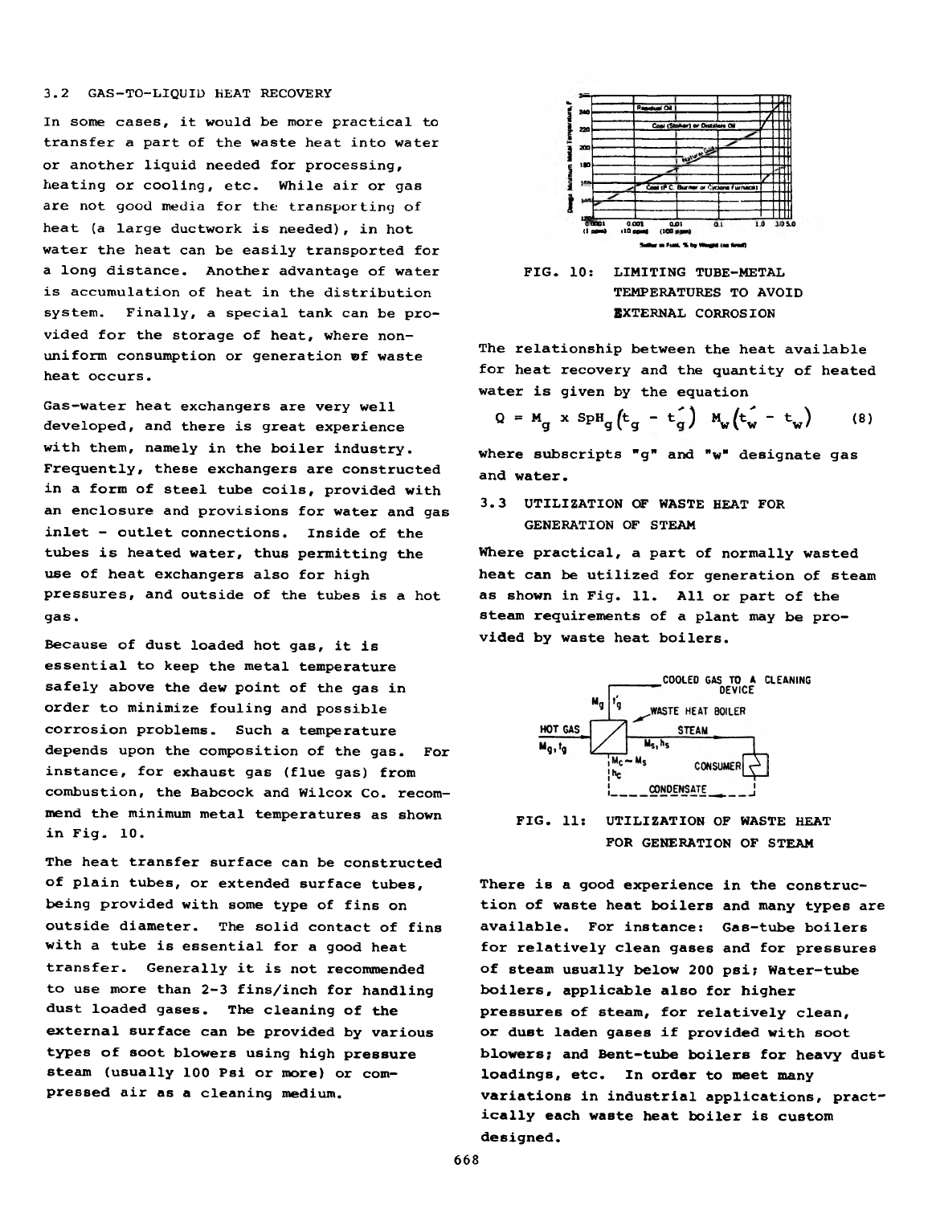### 3.2 GAS-TO-LIQUID HEAT RECOVERY

In some cases, it would be more practical to transfer a part of the waste heat into water or another liquid needed for processing, heating or cooling, etc. While air or gas are not good media for the transporting of heat (a large ductwork is needed), in hot water the heat can be easily transported for a long distance. Another advantage of water is accumulation of heat in the distribution system. Finally, a special tank can be provided for the storage of heat, where non-uniform consumption or generation of waste heat occurs.

Gas-water heat exchangers are very well developed, and there is great experience with them, namely in the boiler industry. Frequently, these exchangers are constructed in a form of steel tube coils, provided with an enclosure and provisions for water and gas inlet - outlet connections. Inside of the tubes is heated water, thus permitting the use of heat exchangers also for high pressures, and outside of the tubes is a hot gas.

Because of dust loaded hot gas, it is essential to keep the metal temperature safely above the dew point of the gas in order to minimize fouling and possible corrosion problems. Such a temperature depends upon the composition of the gas. For instance, for exhaust gas (flue gas) from combustion, the Babcock and Wilcox Co. recommend the minimum metal temperatures as shown in Fig. 10.

The heat transfer surface can be constructed of plain tubes, or extended surface tubes, being provided with some type of fins on outside diameter. The solid contact of fins with a tube is essential for a good heat transfer. Generally it is not recommended to use more than 2-3 fins/inch for handling dust loaded gases. The cleaning of the external surface can be provided by various types of soot blowers using high pressure steam (usually 100 Psi or more) or compressed air as a cleaning medium.

FIG. 10: LIMITING TUBE-METAL TEMPERATURES TO AVOID EXTERNAL CORROSION

The relationship between the heat available for heat recovery and the quantity of heated water is given by the equation

$$Q = M_g \times SpH_g \left(t_g - t_g'\right) \; M_w \left(t_w' - t_w\right) \qquad (8)$$

where subscripts "g" and "w" designate gas and water.

### 3.3 UTILIZATION OF WASTE HEAT FOR GENERATION OF STEAM

Where practical, a part of normally wasted heat can be utilized for generation of steam as shown in Fig. 11. All or part of the steam requirements of a plant may be provided by waste heat boilers.

FIG. 11: UTILIZATION OF WASTE HEAT FOR GENERATION OF STEAM

There is a good experience in the construction of waste heat boilers and many types are available. For instance: Gas-tube boilers for relatively clean gases and for pressures of steam usually below 200 psi; Water-tube boilers, applicable also for higher pressures of steam, for relatively clean, or dust laden gases if provided with soot blowers; and Bent-tube boilers for heavy dust loadings, etc. In order to meet many variations in industrial applications, practically each waste heat boiler is custom designed.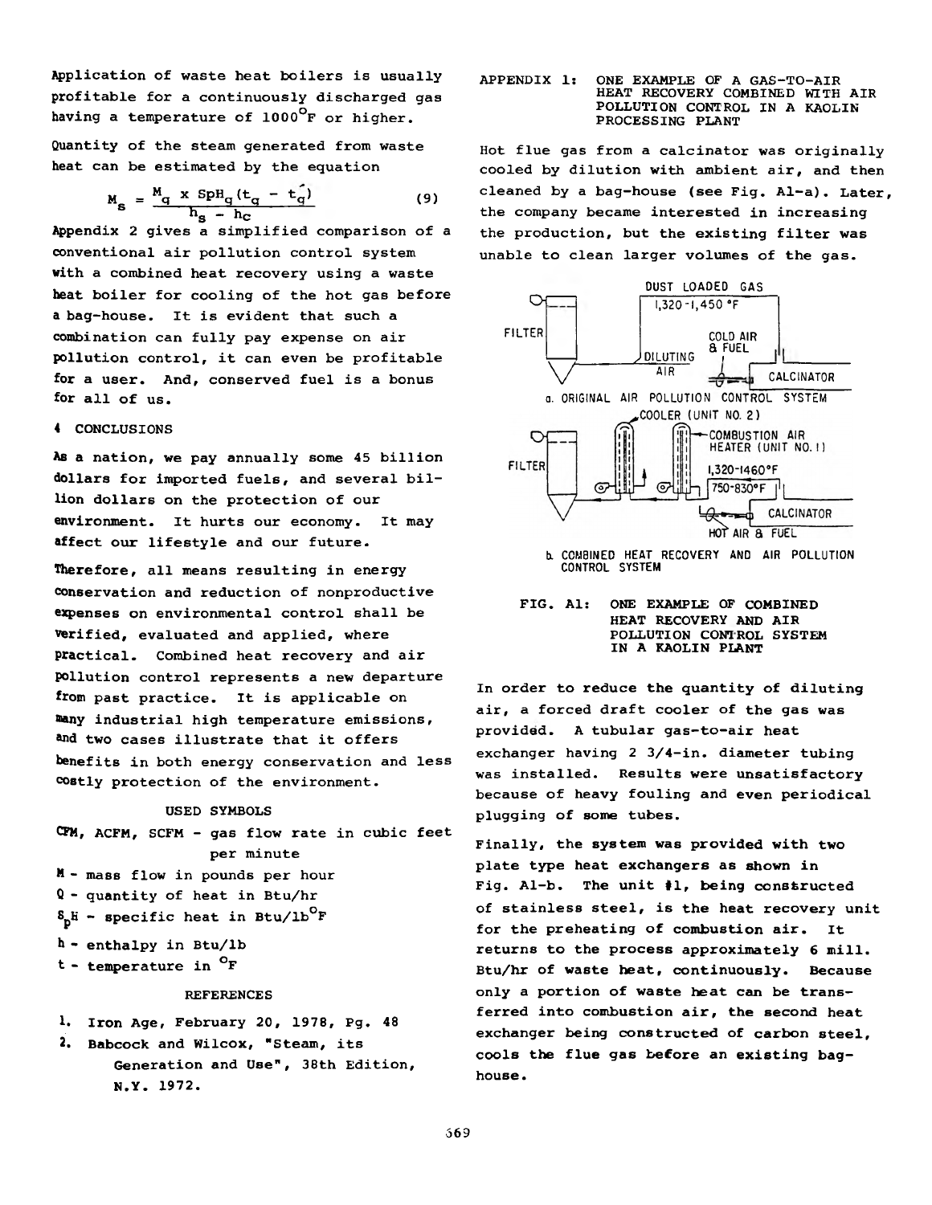Application of waste heat boilers is usually profitable for a continuously discharged gas having a temperature of 1000°F or higher.

Quantity of the steam generated from waste heat can be estimated by the equation

$$M_s = \frac{M_g \times SpH_g(t_g - t_g')}{h_s - h_c} \quad (9)$$

Appendix 2 gives a simplified comparison of a conventional air pollution control system with a combined heat recovery using a waste heat boiler for cooling of the hot gas before a bag-house. It is evident that such a combination can fully pay expense on air pollution control, it can even be profitable for a user. And, conserved fuel is a bonus for all of us.

## 4 CONCLUSIONS

As a nation, we pay annually some 45 billion dollars for imported fuels, and several billion dollars on the protection of our environment. It hurts our economy. It may affect our lifestyle and our future.

Therefore, all means resulting in energy conservation and reduction of nonproductive expenses on environmental control shall be verified, evaluated and applied, where practical. Combined heat recovery and air pollution control represents a new departure from past practice. It is applicable on many industrial high temperature emissions, and two cases illustrate that it offers benefits in both energy conservation and less costly protection of the environment.

### USED SYMBOLS

CFM, ACFM, SCFM - gas flow rate in cubic feet per minute

M - mass flow in pounds per hour

Q - quantity of heat in Btu/hr

$S_pH$ - specific heat in Btu/lb°F

h - enthalpy in Btu/lb

t - temperature in °F

### REFERENCES

1. Iron Age, February 20, 1978, Pg. 48
2. Babcock and Wilcox, "Steam, its Generation and Use", 38th Edition, N.Y. 1972.

## APPENDIX 1: ONE EXAMPLE OF A GAS-TO-AIR HEAT RECOVERY COMBINED WITH AIR POLLUTION CONTROL IN A KAOLIN PROCESSING PLANT

Hot flue gas from a calcinator was originally cooled by dilution with ambient air, and then cleaned by a bag-house (see Fig. A1-a). Later, the company became interested in increasing the production, but the existing filter was unable to clean larger volumes of the gas.

a. ORIGINAL AIR POLLUTION CONTROL SYSTEM

b. COMBINED HEAT RECOVERY AND AIR POLLUTION CONTROL SYSTEM

FIG. A1: ONE EXAMPLE OF COMBINED HEAT RECOVERY AND AIR POLLUTION CONTROL SYSTEM IN A KAOLIN PLANT

In order to reduce the quantity of diluting air, a forced draft cooler of the gas was provided. A tubular gas-to-air heat exchanger having 2 3/4-in. diameter tubing was installed. Results were unsatisfactory because of heavy fouling and even periodical plugging of some tubes.

Finally, the system was provided with two plate type heat exchangers as shown in Fig. A1-b. The unit #1, being constructed of stainless steel, is the heat recovery unit for the preheating of combustion air. It returns to the process approximately 6 mill. Btu/hr of waste heat, continuously. Because only a portion of waste heat can be transferred into combustion air, the second heat exchanger being constructed of carbon steel, cools the flue gas before an existing bag-house.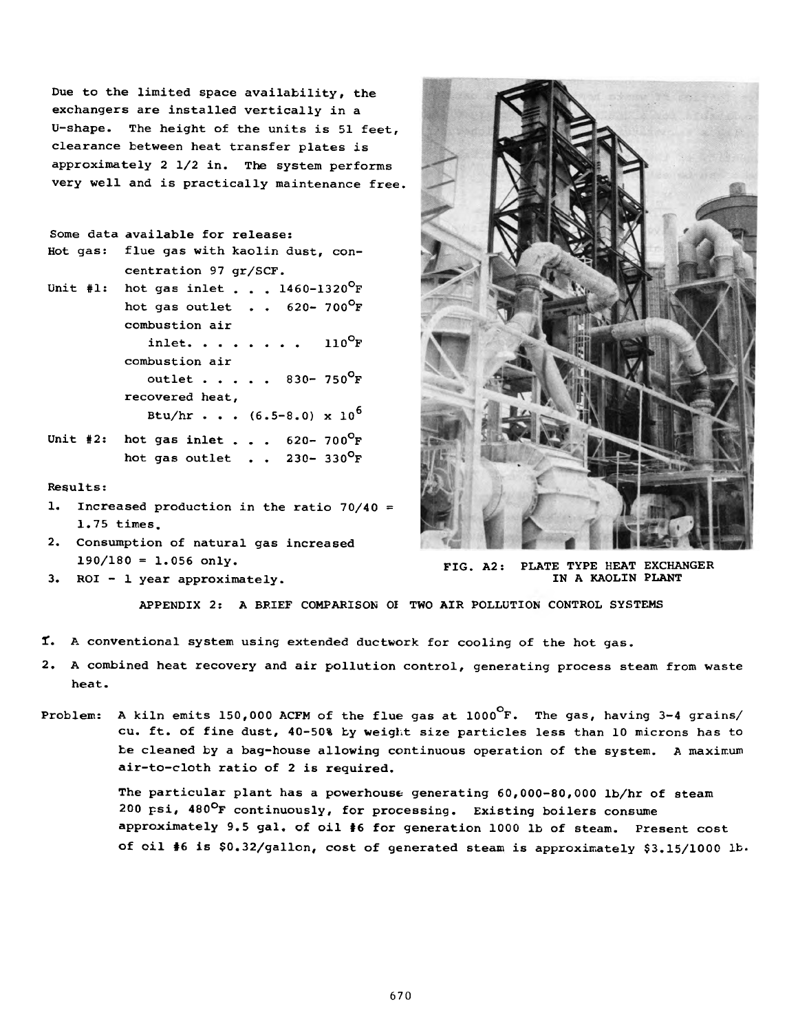Due to the limited space availability, the exchangers are installed vertically in a U-shape. The height of the units is 51 feet, clearance between heat transfer plates is approximately 2 1/2 in. The system performs very well and is practically maintenance free.

Some data available for release:

Hot gas: flue gas with kaolin dust, concentration 97 gr/SCF.

Unit #1:
- hot gas inlet . . . 1460-1320°F
- hot gas outlet . . 620- 700°F
- combustion air inlet. . . . . . . . 110°F
- combustion air outlet . . . . . 830- 750°F
- recovered heat, Btu/hr . . . $(6.5\text{-}8.0) \times 10^6$

Unit #2:
- hot gas inlet . . . 620- 700°F
- hot gas outlet . . 230- 330°F

Results:

1. Increased production in the ratio 70/40 = 1.75 times.
2. Consumption of natural gas increased 190/180 = 1.056 only.
3. ROI - 1 year approximately.

FIG. A2: PLATE TYPE HEAT EXCHANGER IN A KAOLIN PLANT

## APPENDIX 2: A BRIEF COMPARISON OF TWO AIR POLLUTION CONTROL SYSTEMS

1. A conventional system using extended ductwork for cooling of the hot gas.
2. A combined heat recovery and air pollution control, generating process steam from waste heat.

Problem: A kiln emits 150,000 ACFM of the flue gas at 1000°F. The gas, having 3-4 grains/cu. ft. of fine dust, 40-50% by weight size particles less than 10 microns has to be cleaned by a bag-house allowing continuous operation of the system. A maximum air-to-cloth ratio of 2 is required.

The particular plant has a powerhouse generating 60,000-80,000 lb/hr of steam 200 psi, 480°F continuously, for processing. Existing boilers consume approximately 9.5 gal. of oil #6 for generation 1000 lb of steam. Present cost of oil #6 is $0.32/gallon, cost of generated steam is approximately $3.15/1000 lb.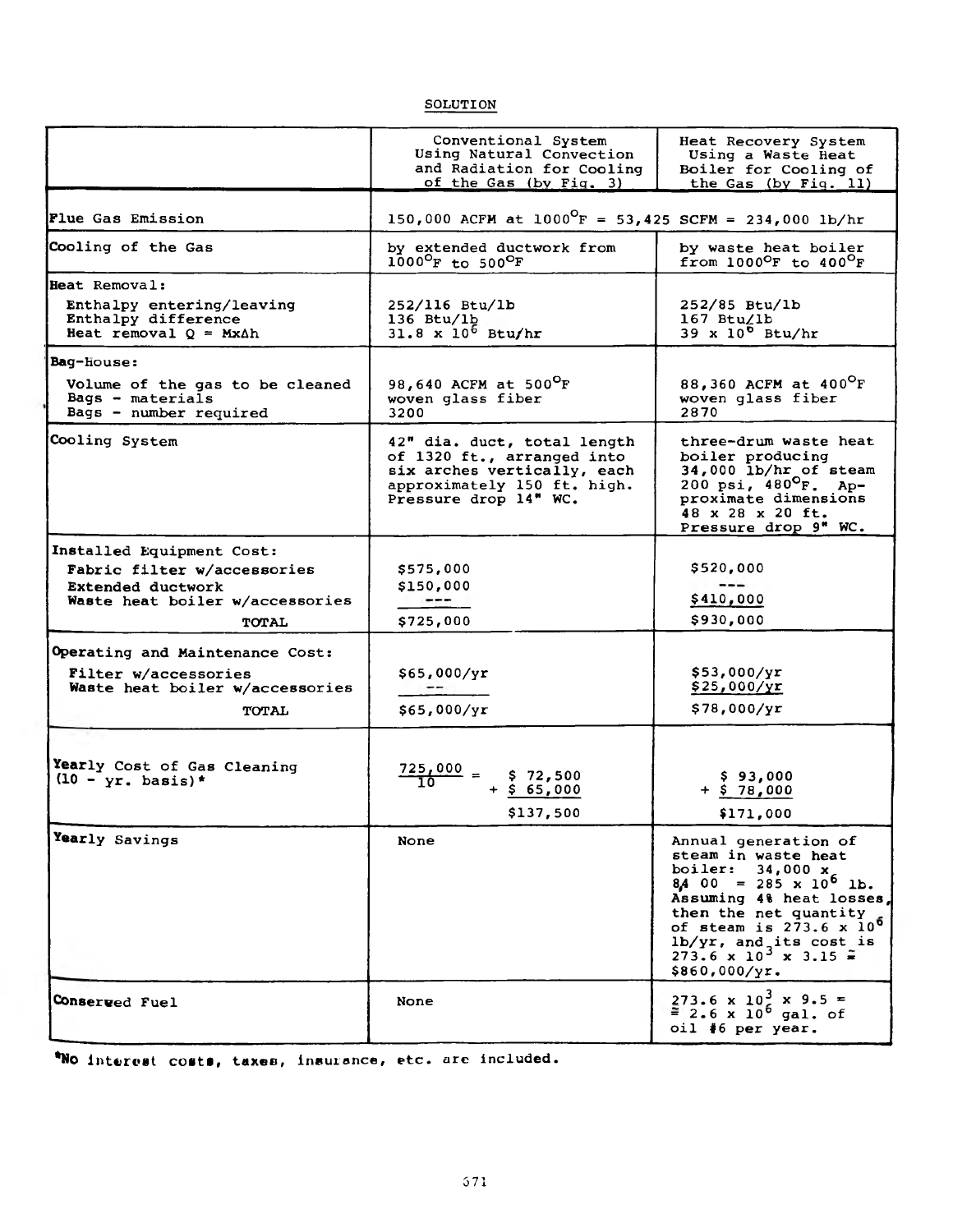SOLUTION

| | Conventional System Using Natural Convection and Radiation for Cooling of the Gas (by Fig. 3) | Heat Recovery System Using a Waste Heat Boiler for Cooling of the Gas (by Fig. 11) |
|---|---|---|
| Flue Gas Emission | 150,000 ACFM at $1000^{o}F$ = 53,425 SCFM = 234,000 lb/hr | |
| Cooling of the Gas | by extended ductwork from $1000^{o}F$ to $500^{o}F$ | by waste heat boiler from $1000^{o}F$ to $400^{o}F$ |
| Heat Removal: | | |
| Enthalpy entering/leaving | 252/116 Btu/lb | 252/85 Btu/lb |
| Enthalpy difference | 136 Btu/lb | 167 Btu/lb |
| Heat removal $Q = M \times \Delta h$ | $31.8 \times 10^{6}$ Btu/hr | $39 \times 10^{6}$ Btu/hr |
| Bag-House: | | |
| Volume of the gas to be cleaned | 98,640 ACFM at $500^{o}F$ | 88,360 ACFM at $400^{o}F$ |
| Bags - materials | woven glass fiber | woven glass fiber |
| Bags - number required | 3200 | 2870 |
| Cooling System | 42" dia. duct, total length of 1320 ft., arranged into six arches vertically, each approximately 150 ft. high. Pressure drop 14" WC. | three-drum waste heat boiler producing 34,000 lb/hr of steam 200 psi, $480^{o}F$. Approximate dimensions 48 x 28 x 20 ft. Pressure drop 9" WC. |
| Installed Equipment Cost: | | |
| Fabric filter w/accessories | $575,000 | $520,000 |
| Extended ductwork | $150,000 | --- |
| Waste heat boiler w/accessories | --- | $410,000 |
| TOTAL | $725,000 | $930,000 |
| Operating and Maintenance Cost: | | |
| Filter w/accessories | $65,000/yr | $53,000/yr |
| Waste heat boiler w/accessories | -- | $25,000/yr |
| TOTAL | $65,000/yr | $78,000/yr |
| Yearly Cost of Gas Cleaning (10 - yr. basis)* | $\frac{725,000}{10}$ = $ 72,500 + $ 65,000 = $137,500 | $ 93,000 + $ 78,000 = $171,000 |
| Yearly Savings | None | Annual generation of steam in waste heat boiler: 34,000 x 8,400 = $285 \times 10^{6}$ lb. Assuming 4% heat losses, then the net quantity of steam is $273.6 \times 10^{6}$ lb/yr, and its cost is $273.6 \times 10^{3} \times 3.15 \cong$ $860,000/yr. |
| Conserved Fuel | None | $273.6 \times 10^{3} \times 9.5 = \cong 2.6 \times 10^{6}$ gal. of oil #6 per year. |

*No interest costs, taxes, insurance, etc. are included.